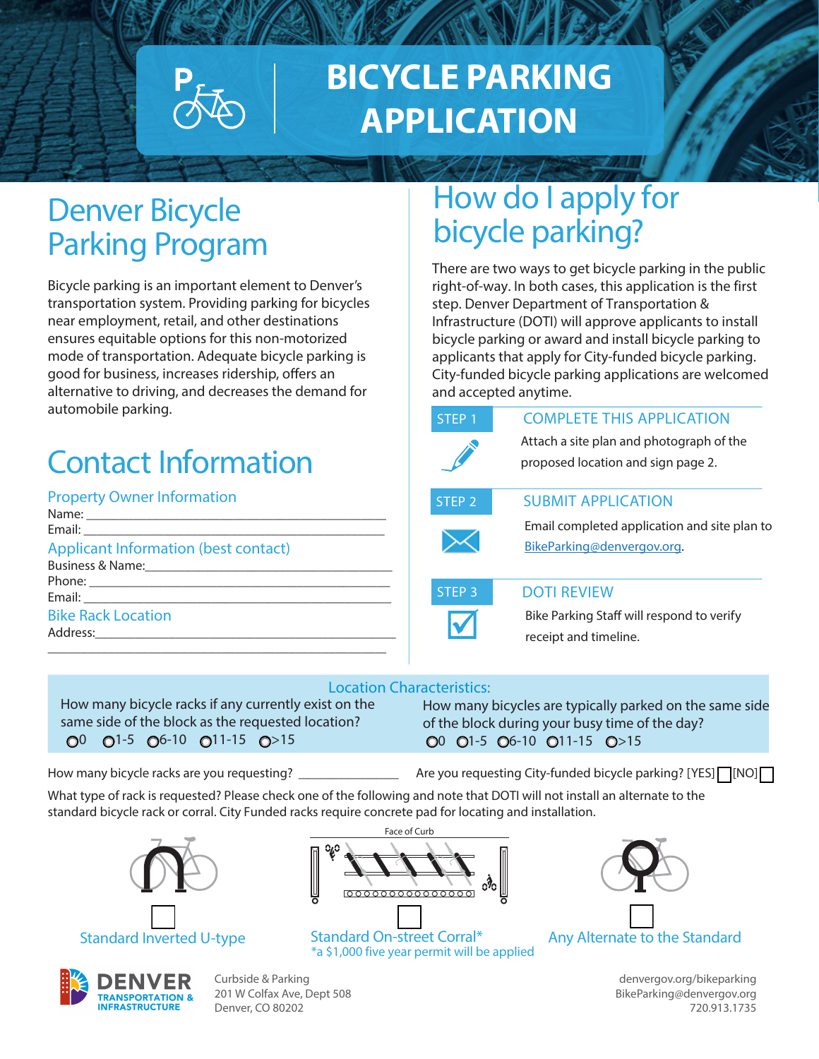# BICYCLE PARKING APPLICATION

## Denver Bicycle Parking Program

Bicycle parking is an important element to Denver's transportation system. Providing parking for bicycles near employment, retail, and other destinations ensures equitable options for this non-motorized mode of transportation. Adequate bicycle parking is good for business, increases ridership, offers an alternative to driving, and decreases the demand for automobile parking.

## Contact Information

### Property Owner Information

Name: ______________________________________________

Email: ______________________________________________

### Applicant Information (best contact)

Business & Name:_____________________________________

Phone: ______________________________________________

Email: ______________________________________________

### Bike Rack Location

Address:_____________________________________________

_____________________________________________________

## How do I apply for bicycle parking?

There are two ways to get bicycle parking in the public right-of-way. In both cases, this application is the first step. Denver Department of Transportation & Infrastructure (DOTI) will approve applicants to install bicycle parking or award and install bicycle parking to applicants that apply for City-funded bicycle parking. City-funded bicycle parking applications are welcomed and accepted anytime.

**STEP 1 — COMPLETE THIS APPLICATION**

Attach a site plan and photograph of the proposed location and sign page 2.

**STEP 2 — SUBMIT APPLICATION**

Email completed application and site plan to BikeParking@denvergov.org.

**STEP 3 — DOTI REVIEW**

Bike Parking Staff will respond to verify receipt and timeline.

### Location Characteristics:

How many bicycle racks if any currently exist on the same side of the block as the requested location?

○ 0 ○ 1-5 ○ 6-10 ○ 11-15 ○ >15

How many bicycles are typically parked on the same side of the block during your busy time of the day?

○ 0 ○ 1-5 ○ 6-10 ○ 11-15 ○ >15

How many bicycle racks are you requesting? _______________

Are you requesting City-funded bicycle parking? [YES] ☐ [NO] ☐

What type of rack is requested? Please check one of the following and note that DOTI will not install an alternate to the standard bicycle rack or corral. City Funded racks require concrete pad for locating and installation.

☐ Standard Inverted U-type

Face of Curb

☐ Standard On-street Corral*

*a $1,000 five year permit will be applied

☐ Any Alternate to the Standard

DENVER TRANSPORTATION & INFRASTRUCTURE

Curbside & Parking
201 W Colfax Ave, Dept 508
Denver, CO 80202

denvergov.org/bikeparking
BikeParking@denvergov.org
720.913.1735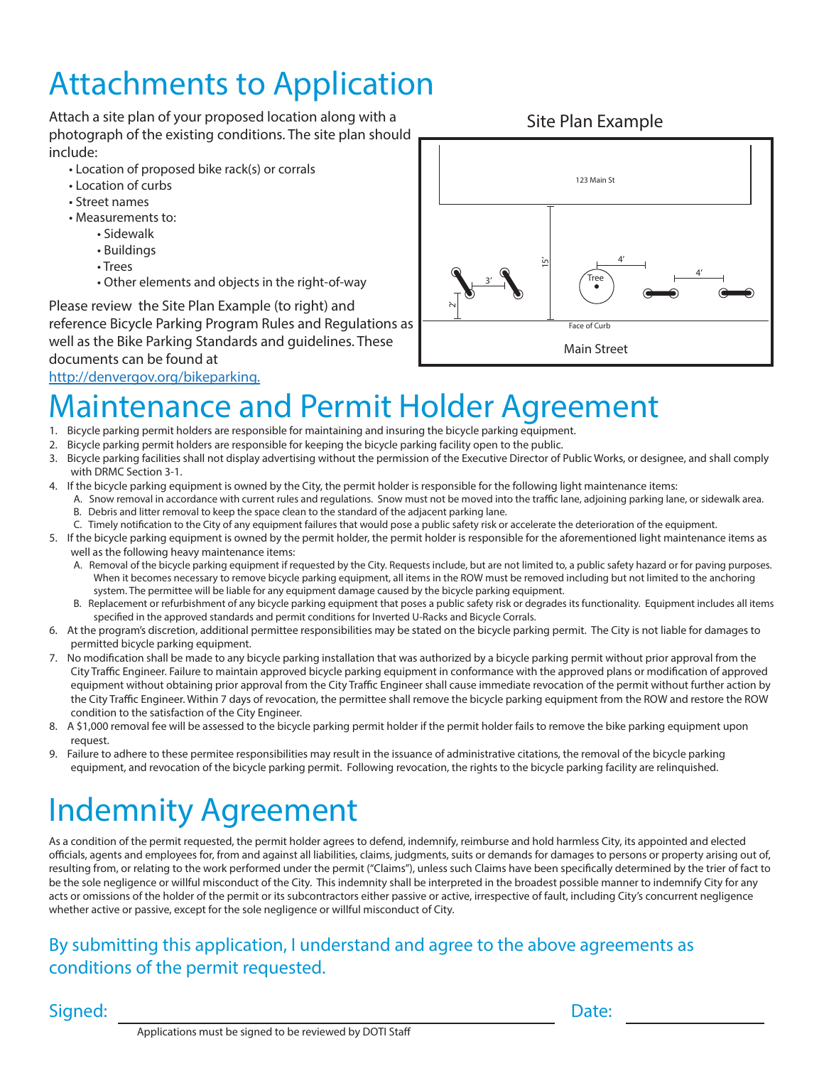# Attachments to Application

Attach a site plan of your proposed location along with a photograph of the existing conditions. The site plan should include:

- Location of proposed bike rack(s) or corrals
- Location of curbs
- Street names
- Measurements to:
  - Sidewalk
  - Buildings
  - Trees
  - Other elements and objects in the right-of-way

Please review the Site Plan Example (to right) and reference Bicycle Parking Program Rules and Regulations as well as the Bike Parking Standards and guidelines. These documents can be found at [http://denvergov.org/bikeparking.](http://denvergov.org/bikeparking)

Site Plan Example

123 Main St

15'

4'

4'

3'

2'

Tree

Face of Curb

Main Street

# Maintenance and Permit Holder Agreement

1. Bicycle parking permit holders are responsible for maintaining and insuring the bicycle parking equipment.
2. Bicycle parking permit holders are responsible for keeping the bicycle parking facility open to the public.
3. Bicycle parking facilities shall not display advertising without the permission of the Executive Director of Public Works, or designee, and shall comply with DRMC Section 3-1.
4. If the bicycle parking equipment is owned by the City, the permit holder is responsible for the following light maintenance items:
   A. Snow removal in accordance with current rules and regulations. Snow must not be moved into the traffic lane, adjoining parking lane, or sidewalk area.
   B. Debris and litter removal to keep the space clean to the standard of the adjacent parking lane.
   C. Timely notification to the City of any equipment failures that would pose a public safety risk or accelerate the deterioration of the equipment.
5. If the bicycle parking equipment is owned by the permit holder, the permit holder is responsible for the aforementioned light maintenance items as well as the following heavy maintenance items:
   A. Removal of the bicycle parking equipment if requested by the City. Requests include, but are not limited to, a public safety hazard or for paving purposes. When it becomes necessary to remove bicycle parking equipment, all items in the ROW must be removed including but not limited to the anchoring system. The permittee will be liable for any equipment damage caused by the bicycle parking equipment.
   B. Replacement or refurbishment of any bicycle parking equipment that poses a public safety risk or degrades its functionality. Equipment includes all items specified in the approved standards and permit conditions for Inverted U-Racks and Bicycle Corrals.
6. At the program's discretion, additional permittee responsibilities may be stated on the bicycle parking permit. The City is not liable for damages to permitted bicycle parking equipment.
7. No modification shall be made to any bicycle parking installation that was authorized by a bicycle parking permit without prior approval from the City Traffic Engineer. Failure to maintain approved bicycle parking equipment in conformance with the approved plans or modification of approved equipment without obtaining prior approval from the City Traffic Engineer shall cause immediate revocation of the permit without further action by the City Traffic Engineer. Within 7 days of revocation, the permittee shall remove the bicycle parking equipment from the ROW and restore the ROW condition to the satisfaction of the City Engineer.
8. A $1,000 removal fee will be assessed to the bicycle parking permit holder if the permit holder fails to remove the bike parking equipment upon request.
9. Failure to adhere to these permitee responsibilities may result in the issuance of administrative citations, the removal of the bicycle parking equipment, and revocation of the bicycle parking permit. Following revocation, the rights to the bicycle parking facility are relinquished.

# Indemnity Agreement

As a condition of the permit requested, the permit holder agrees to defend, indemnify, reimburse and hold harmless City, its appointed and elected officials, agents and employees for, from and against all liabilities, claims, judgments, suits or demands for damages to persons or property arising out of, resulting from, or relating to the work performed under the permit ("Claims"), unless such Claims have been specifically determined by the trier of fact to be the sole negligence or willful misconduct of the City. This indemnity shall be interpreted in the broadest possible manner to indemnify City for any acts or omissions of the holder of the permit or its subcontractors either passive or active, irrespective of fault, including City's concurrent negligence whether active or passive, except for the sole negligence or willful misconduct of City.

## By submitting this application, I understand and agree to the above agreements as conditions of the permit requested.

Signed: ______________________________ Date: ______________

Applications must be signed to be reviewed by DOTI Staff